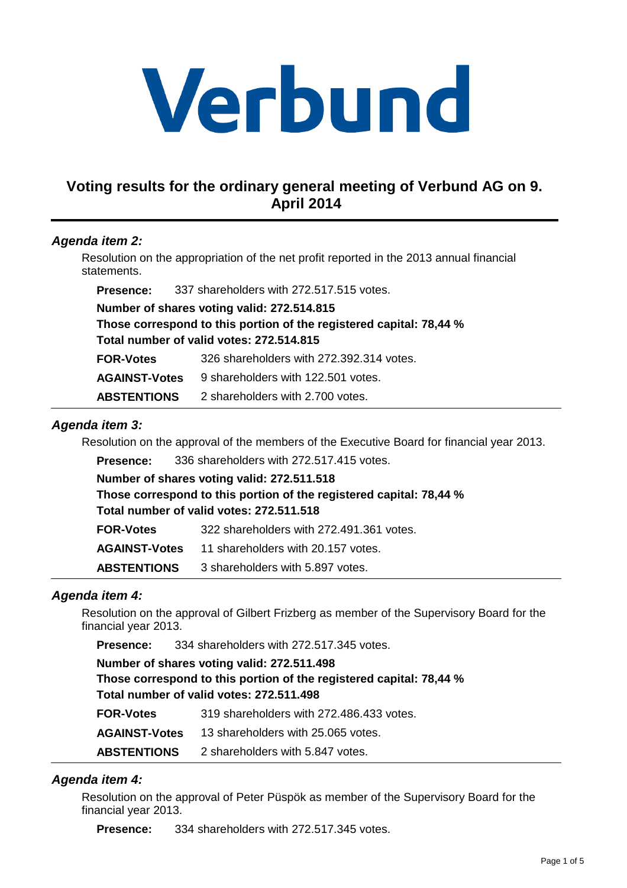# Verbund

## Voting results for the ordinary general meeting of Verbund AG on 9. April 2014

### *Agenda item 2:*

Resolution on the appropriation of the net profit reported in the 2013 annual financial statements.

**Presence:** 337 shareholders with 272.517.515 votes.

**Number of shares voting valid: 272.514.815**
**Those correspond to this portion of the registered capital: 78,44 %**
**Total number of valid votes: 272.514.815**

| | |
|---|---|
| **FOR-Votes** | 326 shareholders with 272.392.314 votes. |
| **AGAINST-Votes** | 9 shareholders with 122.501 votes. |
| **ABSTENTIONS** | 2 shareholders with 2.700 votes. |

### *Agenda item 3:*

Resolution on the approval of the members of the Executive Board for financial year 2013.

**Presence:** 336 shareholders with 272.517.415 votes.

**Number of shares voting valid: 272.511.518**
**Those correspond to this portion of the registered capital: 78,44 %**
**Total number of valid votes: 272.511.518**

| | |
|---|---|
| **FOR-Votes** | 322 shareholders with 272.491.361 votes. |
| **AGAINST-Votes** | 11 shareholders with 20.157 votes. |
| **ABSTENTIONS** | 3 shareholders with 5.897 votes. |

### *Agenda item 4:*

Resolution on the approval of Gilbert Frizberg as member of the Supervisory Board for the financial year 2013.

**Presence:** 334 shareholders with 272.517.345 votes.

**Number of shares voting valid: 272.511.498**
**Those correspond to this portion of the registered capital: 78,44 %**
**Total number of valid votes: 272.511.498**

| | |
|---|---|
| **FOR-Votes** | 319 shareholders with 272.486.433 votes. |
| **AGAINST-Votes** | 13 shareholders with 25.065 votes. |
| **ABSTENTIONS** | 2 shareholders with 5.847 votes. |

### *Agenda item 4:*

Resolution on the approval of Peter Püspök as member of the Supervisory Board for the financial year 2013.

**Presence:** 334 shareholders with 272.517.345 votes.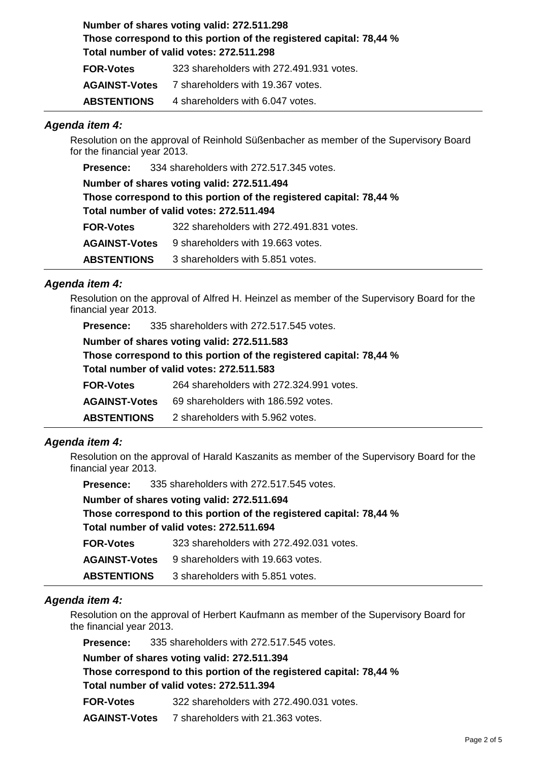**Number of shares voting valid: 272.511.298**
**Those correspond to this portion of the registered capital: 78,44 %**
**Total number of valid votes: 272.511.298**

| | |
|---|---|
| **FOR-Votes** | 323 shareholders with 272.491.931 votes. |
| **AGAINST-Votes** | 7 shareholders with 19.367 votes. |
| **ABSTENTIONS** | 4 shareholders with 6.047 votes. |

### *Agenda item 4:*

Resolution on the approval of Reinhold Süßenbacher as member of the Supervisory Board for the financial year 2013.

**Presence:** 334 shareholders with 272.517.345 votes.

**Number of shares voting valid: 272.511.494**
**Those correspond to this portion of the registered capital: 78,44 %**
**Total number of valid votes: 272.511.494**

| | |
|---|---|
| **FOR-Votes** | 322 shareholders with 272.491.831 votes. |
| **AGAINST-Votes** | 9 shareholders with 19.663 votes. |
| **ABSTENTIONS** | 3 shareholders with 5.851 votes. |

### *Agenda item 4:*

Resolution on the approval of Alfred H. Heinzel as member of the Supervisory Board for the financial year 2013.

**Presence:** 335 shareholders with 272.517.545 votes.

**Number of shares voting valid: 272.511.583**
**Those correspond to this portion of the registered capital: 78,44 %**
**Total number of valid votes: 272.511.583**

| | |
|---|---|
| **FOR-Votes** | 264 shareholders with 272.324.991 votes. |
| **AGAINST-Votes** | 69 shareholders with 186.592 votes. |
| **ABSTENTIONS** | 2 shareholders with 5.962 votes. |

### *Agenda item 4:*

Resolution on the approval of Harald Kaszanits as member of the Supervisory Board for the financial year 2013.

**Presence:** 335 shareholders with 272.517.545 votes.

**Number of shares voting valid: 272.511.694**
**Those correspond to this portion of the registered capital: 78,44 %**
**Total number of valid votes: 272.511.694**

| | |
|---|---|
| **FOR-Votes** | 323 shareholders with 272.492.031 votes. |
| **AGAINST-Votes** | 9 shareholders with 19.663 votes. |
| **ABSTENTIONS** | 3 shareholders with 5.851 votes. |

### *Agenda item 4:*

Resolution on the approval of Herbert Kaufmann as member of the Supervisory Board for the financial year 2013.

**Presence:** 335 shareholders with 272.517.545 votes.

**Number of shares voting valid: 272.511.394**
**Those correspond to this portion of the registered capital: 78,44 %**
**Total number of valid votes: 272.511.394**

| | |
|---|---|
| **FOR-Votes** | 322 shareholders with 272.490.031 votes. |
| **AGAINST-Votes** | 7 shareholders with 21.363 votes. |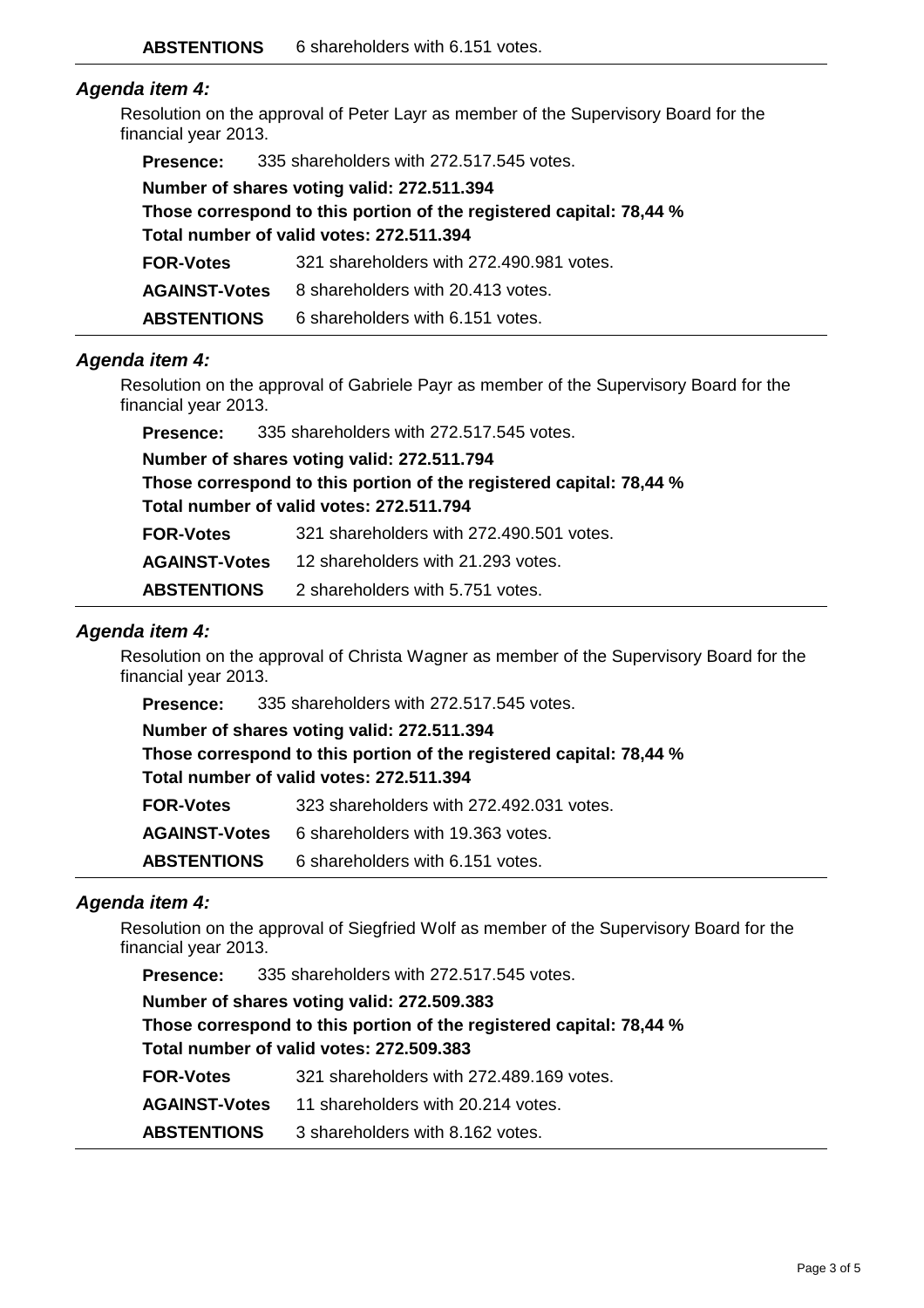| | |
|---|---|
| **ABSTENTIONS** | 6 shareholders with 6.151 votes. |

### *Agenda item 4:*

Resolution on the approval of Peter Layr as member of the Supervisory Board for the financial year 2013.

**Presence:** 335 shareholders with 272.517.545 votes.

**Number of shares voting valid: 272.511.394**
**Those correspond to this portion of the registered capital: 78,44 %**
**Total number of valid votes: 272.511.394**

| | |
|---|---|
| **FOR-Votes** | 321 shareholders with 272.490.981 votes. |
| **AGAINST-Votes** | 8 shareholders with 20.413 votes. |
| **ABSTENTIONS** | 6 shareholders with 6.151 votes. |

### *Agenda item 4:*

Resolution on the approval of Gabriele Payr as member of the Supervisory Board for the financial year 2013.

**Presence:** 335 shareholders with 272.517.545 votes.

**Number of shares voting valid: 272.511.794**
**Those correspond to this portion of the registered capital: 78,44 %**
**Total number of valid votes: 272.511.794**

| | |
|---|---|
| **FOR-Votes** | 321 shareholders with 272.490.501 votes. |
| **AGAINST-Votes** | 12 shareholders with 21.293 votes. |
| **ABSTENTIONS** | 2 shareholders with 5.751 votes. |

### *Agenda item 4:*

Resolution on the approval of Christa Wagner as member of the Supervisory Board for the financial year 2013.

**Presence:** 335 shareholders with 272.517.545 votes.

**Number of shares voting valid: 272.511.394**
**Those correspond to this portion of the registered capital: 78,44 %**
**Total number of valid votes: 272.511.394**

| | |
|---|---|
| **FOR-Votes** | 323 shareholders with 272.492.031 votes. |
| **AGAINST-Votes** | 6 shareholders with 19.363 votes. |
| **ABSTENTIONS** | 6 shareholders with 6.151 votes. |

### *Agenda item 4:*

Resolution on the approval of Siegfried Wolf as member of the Supervisory Board for the financial year 2013.

**Presence:** 335 shareholders with 272.517.545 votes.

**Number of shares voting valid: 272.509.383**
**Those correspond to this portion of the registered capital: 78,44 %**
**Total number of valid votes: 272.509.383**

| | |
|---|---|
| **FOR-Votes** | 321 shareholders with 272.489.169 votes. |
| **AGAINST-Votes** | 11 shareholders with 20.214 votes. |
| **ABSTENTIONS** | 3 shareholders with 8.162 votes. |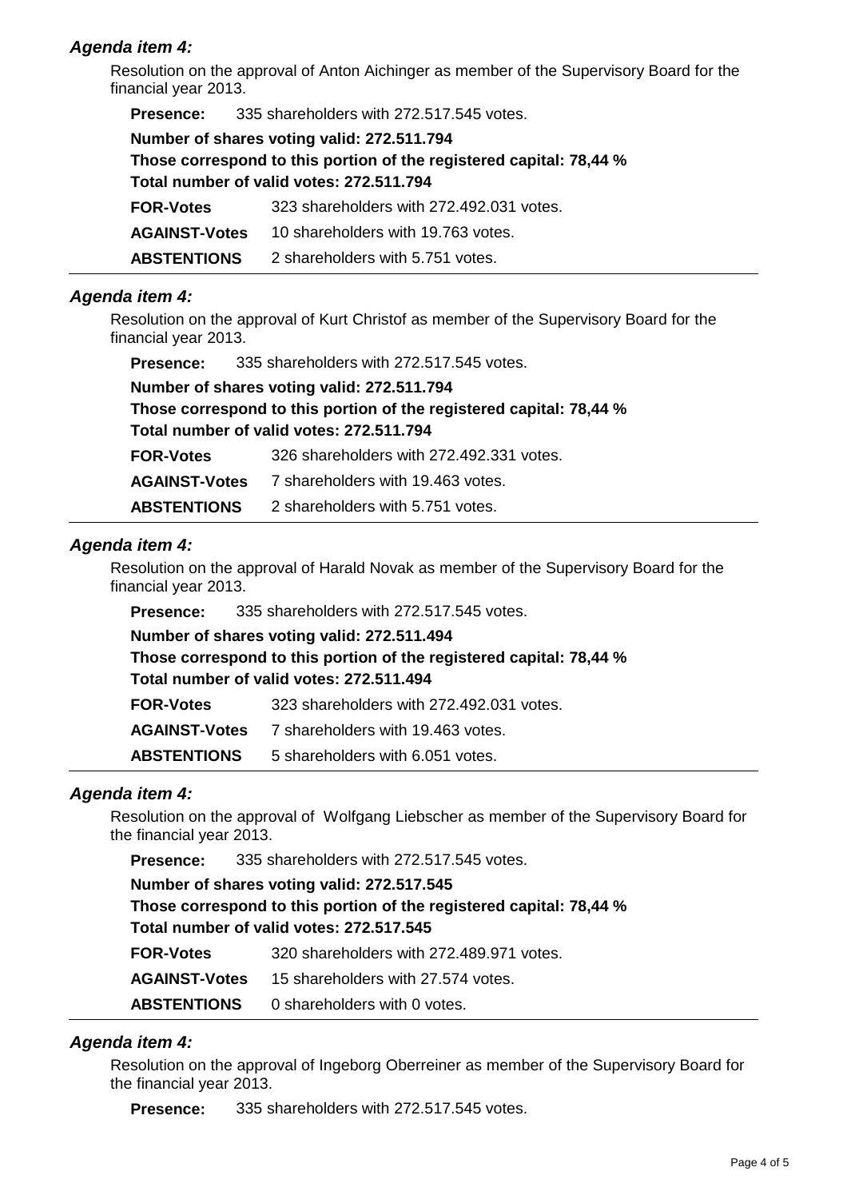### *Agenda item 4:*

Resolution on the approval of Anton Aichinger as member of the Supervisory Board for the financial year 2013.

**Presence:** 335 shareholders with 272.517.545 votes.

**Number of shares voting valid: 272.511.794**
**Those correspond to this portion of the registered capital: 78,44 %**
**Total number of valid votes: 272.511.794**

| | |
|---|---|
| **FOR-Votes** | 323 shareholders with 272.492.031 votes. |
| **AGAINST-Votes** | 10 shareholders with 19.763 votes. |
| **ABSTENTIONS** | 2 shareholders with 5.751 votes. |

### *Agenda item 4:*

Resolution on the approval of Kurt Christof as member of the Supervisory Board for the financial year 2013.

**Presence:** 335 shareholders with 272.517.545 votes.

**Number of shares voting valid: 272.511.794**
**Those correspond to this portion of the registered capital: 78,44 %**
**Total number of valid votes: 272.511.794**

| | |
|---|---|
| **FOR-Votes** | 326 shareholders with 272.492.331 votes. |
| **AGAINST-Votes** | 7 shareholders with 19.463 votes. |
| **ABSTENTIONS** | 2 shareholders with 5.751 votes. |

### *Agenda item 4:*

Resolution on the approval of Harald Novak as member of the Supervisory Board for the financial year 2013.

**Presence:** 335 shareholders with 272.517.545 votes.

**Number of shares voting valid: 272.511.494**
**Those correspond to this portion of the registered capital: 78,44 %**
**Total number of valid votes: 272.511.494**

| | |
|---|---|
| **FOR-Votes** | 323 shareholders with 272.492.031 votes. |
| **AGAINST-Votes** | 7 shareholders with 19.463 votes. |
| **ABSTENTIONS** | 5 shareholders with 6.051 votes. |

### *Agenda item 4:*

Resolution on the approval of Wolfgang Liebscher as member of the Supervisory Board for the financial year 2013.

**Presence:** 335 shareholders with 272.517.545 votes.

**Number of shares voting valid: 272.517.545**
**Those correspond to this portion of the registered capital: 78,44 %**
**Total number of valid votes: 272.517.545**

| | |
|---|---|
| **FOR-Votes** | 320 shareholders with 272.489.971 votes. |
| **AGAINST-Votes** | 15 shareholders with 27.574 votes. |
| **ABSTENTIONS** | 0 shareholders with 0 votes. |

### *Agenda item 4:*

Resolution on the approval of Ingeborg Oberreiner as member of the Supervisory Board for the financial year 2013.

**Presence:** 335 shareholders with 272.517.545 votes.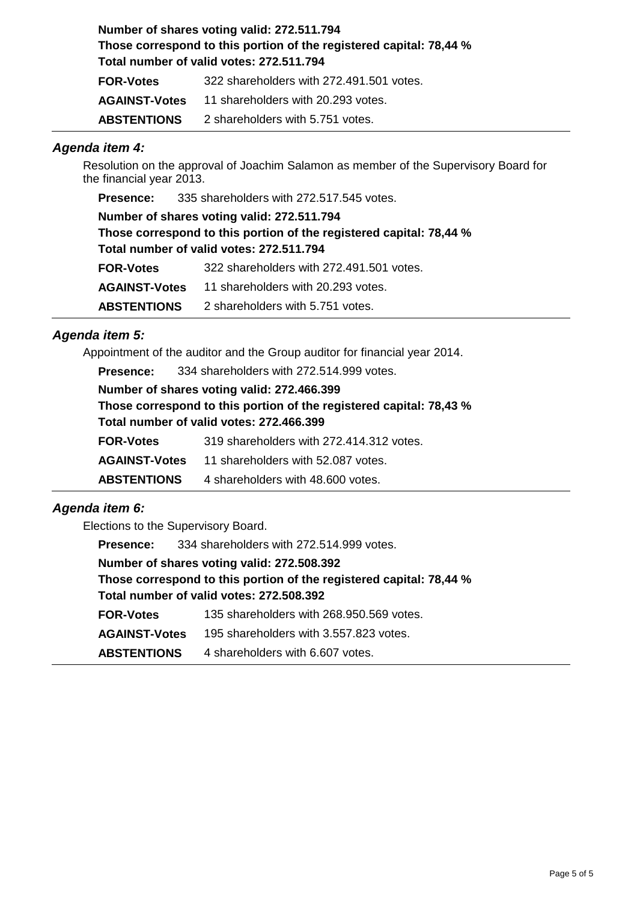**Number of shares voting valid: 272.511.794**
**Those correspond to this portion of the registered capital: 78,44 %**
**Total number of valid votes: 272.511.794**

| | |
|---|---|
| **FOR-Votes** | 322 shareholders with 272.491.501 votes. |
| **AGAINST-Votes** | 11 shareholders with 20.293 votes. |
| **ABSTENTIONS** | 2 shareholders with 5.751 votes. |

### *Agenda item 4:*

Resolution on the approval of Joachim Salamon as member of the Supervisory Board for the financial year 2013.

**Presence:** 335 shareholders with 272.517.545 votes.

**Number of shares voting valid: 272.511.794**
**Those correspond to this portion of the registered capital: 78,44 %**
**Total number of valid votes: 272.511.794**

| | |
|---|---|
| **FOR-Votes** | 322 shareholders with 272.491.501 votes. |
| **AGAINST-Votes** | 11 shareholders with 20.293 votes. |
| **ABSTENTIONS** | 2 shareholders with 5.751 votes. |

### *Agenda item 5:*

Appointment of the auditor and the Group auditor for financial year 2014.

**Presence:** 334 shareholders with 272.514.999 votes.

**Number of shares voting valid: 272.466.399**
**Those correspond to this portion of the registered capital: 78,43 %**
**Total number of valid votes: 272.466.399**

| | |
|---|---|
| **FOR-Votes** | 319 shareholders with 272.414.312 votes. |
| **AGAINST-Votes** | 11 shareholders with 52.087 votes. |
| **ABSTENTIONS** | 4 shareholders with 48.600 votes. |

### *Agenda item 6:*

Elections to the Supervisory Board.

**Presence:** 334 shareholders with 272.514.999 votes.

**Number of shares voting valid: 272.508.392**
**Those correspond to this portion of the registered capital: 78,44 %**
**Total number of valid votes: 272.508.392**

| | |
|---|---|
| **FOR-Votes** | 135 shareholders with 268.950.569 votes. |
| **AGAINST-Votes** | 195 shareholders with 3.557.823 votes. |
| **ABSTENTIONS** | 4 shareholders with 6.607 votes. |